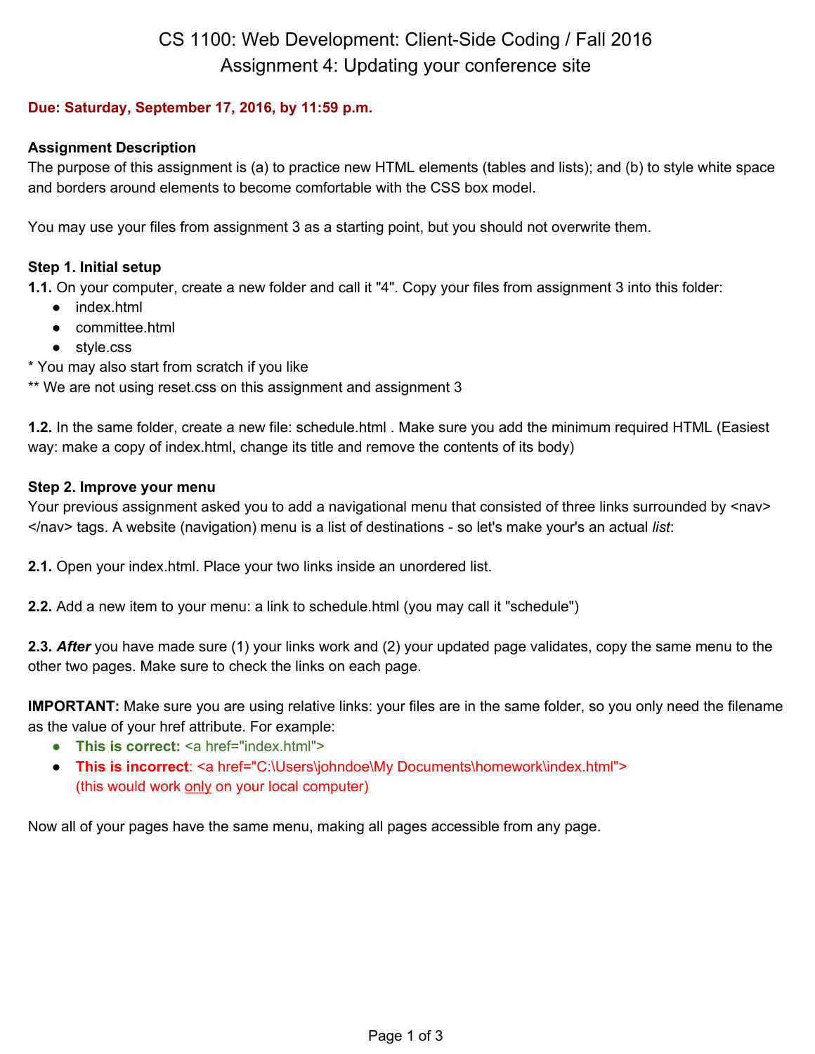# CS 1100: Web Development: Client-Side Coding / Fall 2016
## Assignment 4: Updating your conference site

**Due: Saturday, September 17, 2016, by 11:59 p.m.**

**Assignment Description**

The purpose of this assignment is (a) to practice new HTML elements (tables and lists); and (b) to style white space and borders around elements to become comfortable with the CSS box model.

You may use your files from assignment 3 as a starting point, but you should not overwrite them.

**Step 1. Initial setup**

**1.1.** On your computer, create a new folder and call it "4". Copy your files from assignment 3 into this folder:

- index.html
- committee.html
- style.css

\* You may also start from scratch if you like

\*\* We are not using reset.css on this assignment and assignment 3

**1.2.** In the same folder, create a new file: schedule.html . Make sure you add the minimum required HTML (Easiest way: make a copy of index.html, change its title and remove the contents of its body)

**Step 2. Improve your menu**

Your previous assignment asked you to add a navigational menu that consisted of three links surrounded by <nav> </nav> tags. A website (navigation) menu is a list of destinations - so let's make your's an actual *list*:

**2.1.** Open your index.html. Place your two links inside an unordered list.

**2.2.** Add a new item to your menu: a link to schedule.html (you may call it "schedule")

**2.3.** ***After*** you have made sure (1) your links work and (2) your updated page validates, copy the same menu to the other two pages. Make sure to check the links on each page.

**IMPORTANT:** Make sure you are using relative links: your files are in the same folder, so you only need the filename as the value of your href attribute. For example:

- **This is correct:** <a href="index.html">
- **This is incorrect**: <a href="C:\Users\johndoe\My Documents\homework\index.html"> (this would work only on your local computer)

Now all of your pages have the same menu, making all pages accessible from any page.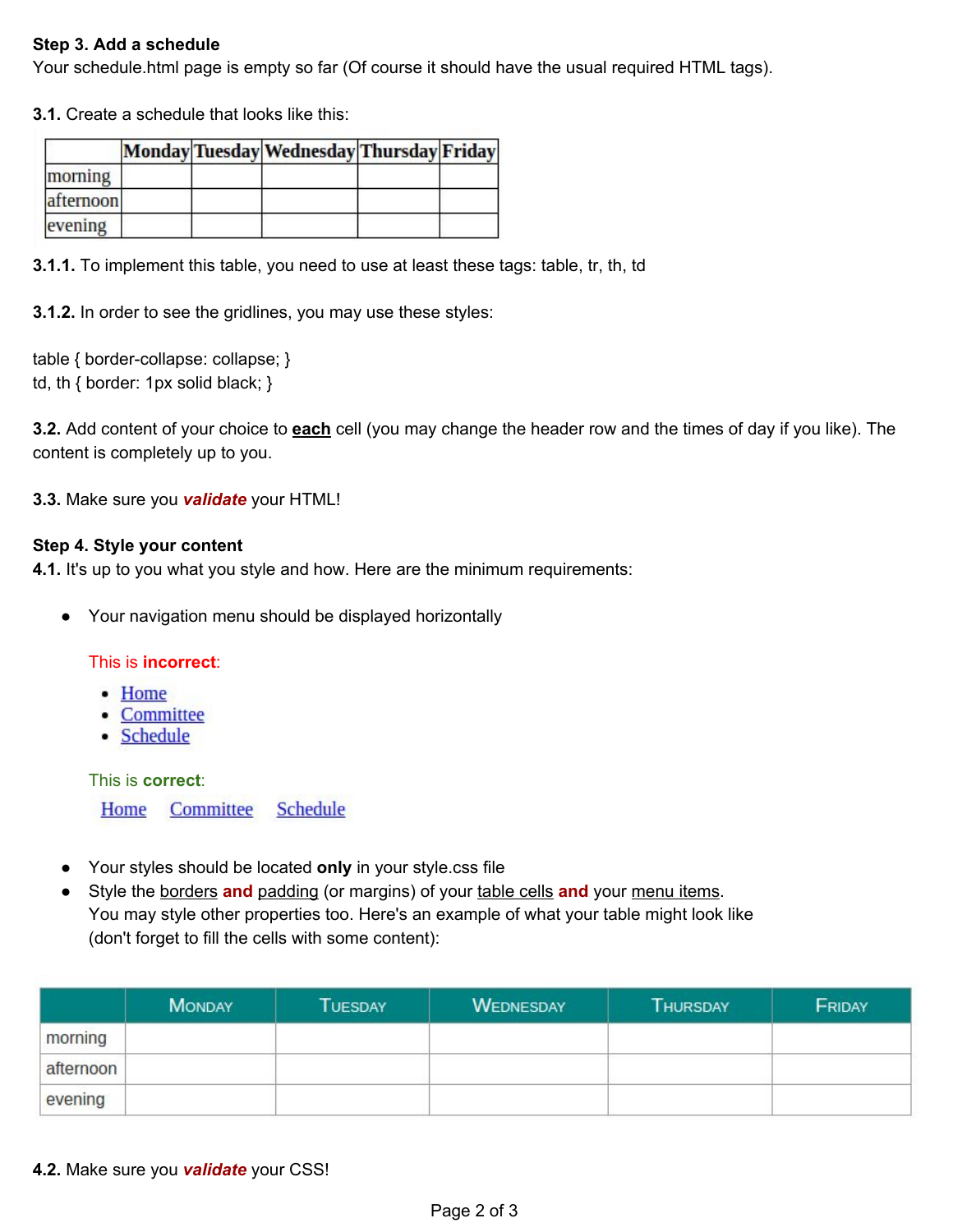**Step 3. Add a schedule**
Your schedule.html page is empty so far (Of course it should have the usual required HTML tags).

**3.1.** Create a schedule that looks like this:

| | Monday | Tuesday | Wednesday | Thursday | Friday |
|---|---|---|---|---|---|
| morning | | | | | |
| afternoon | | | | | |
| evening | | | | | |

**3.1.1.** To implement this table, you need to use at least these tags: table, tr, th, td

**3.1.2.** In order to see the gridlines, you may use these styles:

```
table { border-collapse: collapse; }
td, th { border: 1px solid black; }
```

**3.2.** Add content of your choice to **each** cell (you may change the header row and the times of day if you like). The content is completely up to you.

**3.3.** Make sure you ***validate*** your HTML!

**Step 4. Style your content**
**4.1.** It's up to you what you style and how. Here are the minimum requirements:

- Your navigation menu should be displayed horizontally

  This is **incorrect**:

  - Home
  - Committee
  - Schedule

  This is **correct**:

  Home Committee Schedule

- Your styles should be located **only** in your style.css file
- Style the borders **and** padding (or margins) of your table cells **and** your menu items. You may style other properties too. Here's an example of what your table might look like (don't forget to fill the cells with some content):

| | Monday | Tuesday | Wednesday | Thursday | Friday |
|---|---|---|---|---|---|
| morning | | | | | |
| afternoon | | | | | |
| evening | | | | | |

**4.2.** Make sure you ***validate*** your CSS!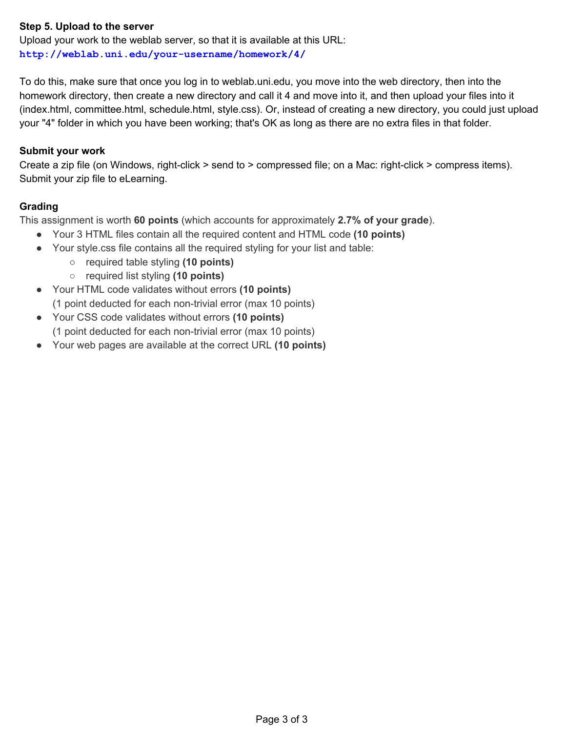**Step 5. Upload to the server**

Upload your work to the weblab server, so that it is available at this URL:
**http://weblab.uni.edu/your-username/homework/4/**

To do this, make sure that once you log in to weblab.uni.edu, you move into the web directory, then into the homework directory, then create a new directory and call it 4 and move into it, and then upload your files into it (index.html, committee.html, schedule.html, style.css). Or, instead of creating a new directory, you could just upload your "4" folder in which you have been working; that's OK as long as there are no extra files in that folder.

**Submit your work**

Create a zip file (on Windows, right-click > send to > compressed file; on a Mac: right-click > compress items). Submit your zip file to eLearning.

**Grading**

This assignment is worth **60 points** (which accounts for approximately **2.7% of your grade**).

- Your 3 HTML files contain all the required content and HTML code **(10 points)**
- Your style.css file contains all the required styling for your list and table:
  - required table styling **(10 points)**
  - required list styling **(10 points)**
- Your HTML code validates without errors **(10 points)**
  (1 point deducted for each non-trivial error (max 10 points)
- Your CSS code validates without errors **(10 points)**
  (1 point deducted for each non-trivial error (max 10 points)
- Your web pages are available at the correct URL **(10 points)**